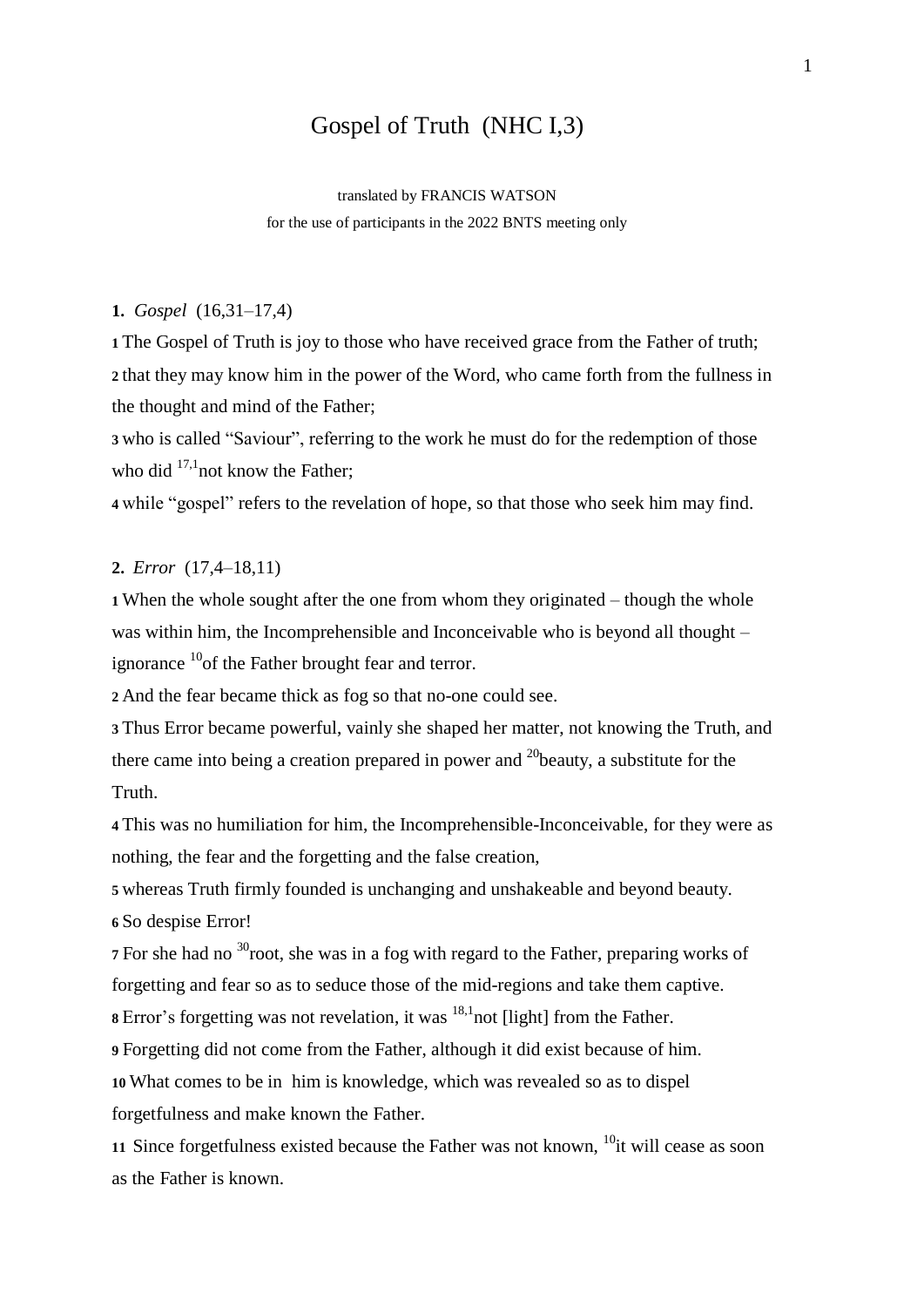# Gospel of Truth (NHC I,3)

translated by FRANCIS WATSON
for the use of participants in the 2022 BNTS meeting only

**1.** *Gospel* (16,31–17,4)

**1** The Gospel of Truth is joy to those who have received grace from the Father of truth;
**2** that they may know him in the power of the Word, who came forth from the fullness in the thought and mind of the Father;
**3** who is called "Saviour", referring to the work he must do for the redemption of those who did [17,1]not know the Father;
**4** while "gospel" refers to the revelation of hope, so that those who seek him may find.

**2.** *Error* (17,4–18,11)

**1** When the whole sought after the one from whom they originated – though the whole was within him, the Incomprehensible and Inconceivable who is beyond all thought – ignorance [10]of the Father brought fear and terror.
**2** And the fear became thick as fog so that no-one could see.
**3** Thus Error became powerful, vainly she shaped her matter, not knowing the Truth, and there came into being a creation prepared in power and [20]beauty, a substitute for the Truth.
**4** This was no humiliation for him, the Incomprehensible-Inconceivable, for they were as nothing, the fear and the forgetting and the false creation,
**5** whereas Truth firmly founded is unchanging and unshakeable and beyond beauty.
**6** So despise Error!
**7** For she had no [30]root, she was in a fog with regard to the Father, preparing works of forgetting and fear so as to seduce those of the mid-regions and take them captive.
**8** Error's forgetting was not revelation, it was [18,1]not [light] from the Father.
**9** Forgetting did not come from the Father, although it did exist because of him.
**10** What comes to be in him is knowledge, which was revealed so as to dispel forgetfulness and make known the Father.
**11** Since forgetfulness existed because the Father was not known, [10]it will cease as soon as the Father is known.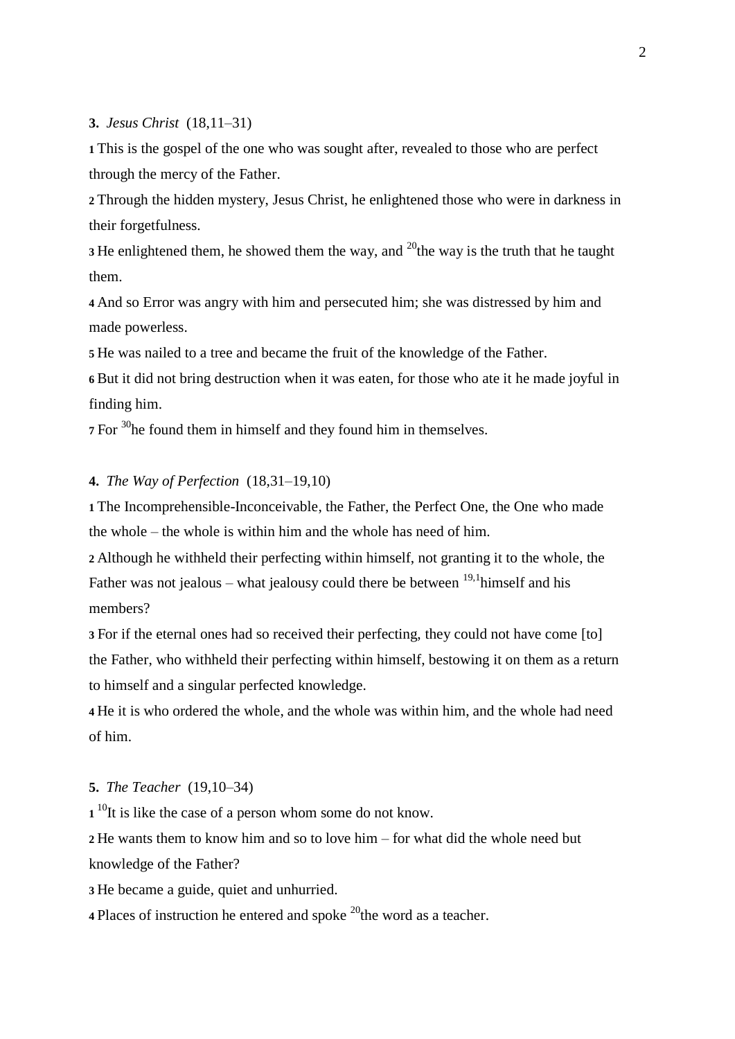**3.** *Jesus Christ* (18,11–31)

**1** This is the gospel of the one who was sought after, revealed to those who are perfect through the mercy of the Father.

**2** Through the hidden mystery, Jesus Christ, he enlightened those who were in darkness in their forgetfulness.

**3** He enlightened them, he showed them the way, and [20]the way is the truth that he taught them.

**4** And so Error was angry with him and persecuted him; she was distressed by him and made powerless.

**5** He was nailed to a tree and became the fruit of the knowledge of the Father.

**6** But it did not bring destruction when it was eaten, for those who ate it he made joyful in finding him.

**7** For [30]he found them in himself and they found him in themselves.

**4.** *The Way of Perfection* (18,31–19,10)

**1** The Incomprehensible-Inconceivable, the Father, the Perfect One, the One who made the whole – the whole is within him and the whole has need of him.

**2** Although he withheld their perfecting within himself, not granting it to the whole, the Father was not jealous – what jealousy could there be between [19,1]himself and his members?

**3** For if the eternal ones had so received their perfecting, they could not have come [to] the Father, who withheld their perfecting within himself, bestowing it on them as a return to himself and a singular perfected knowledge.

**4** He it is who ordered the whole, and the whole was within him, and the whole had need of him.

**5.** *The Teacher* (19,10–34)

**1** [10]It is like the case of a person whom some do not know.

**2** He wants them to know him and so to love him – for what did the whole need but knowledge of the Father?

**3** He became a guide, quiet and unhurried.

**4** Places of instruction he entered and spoke [20]the word as a teacher.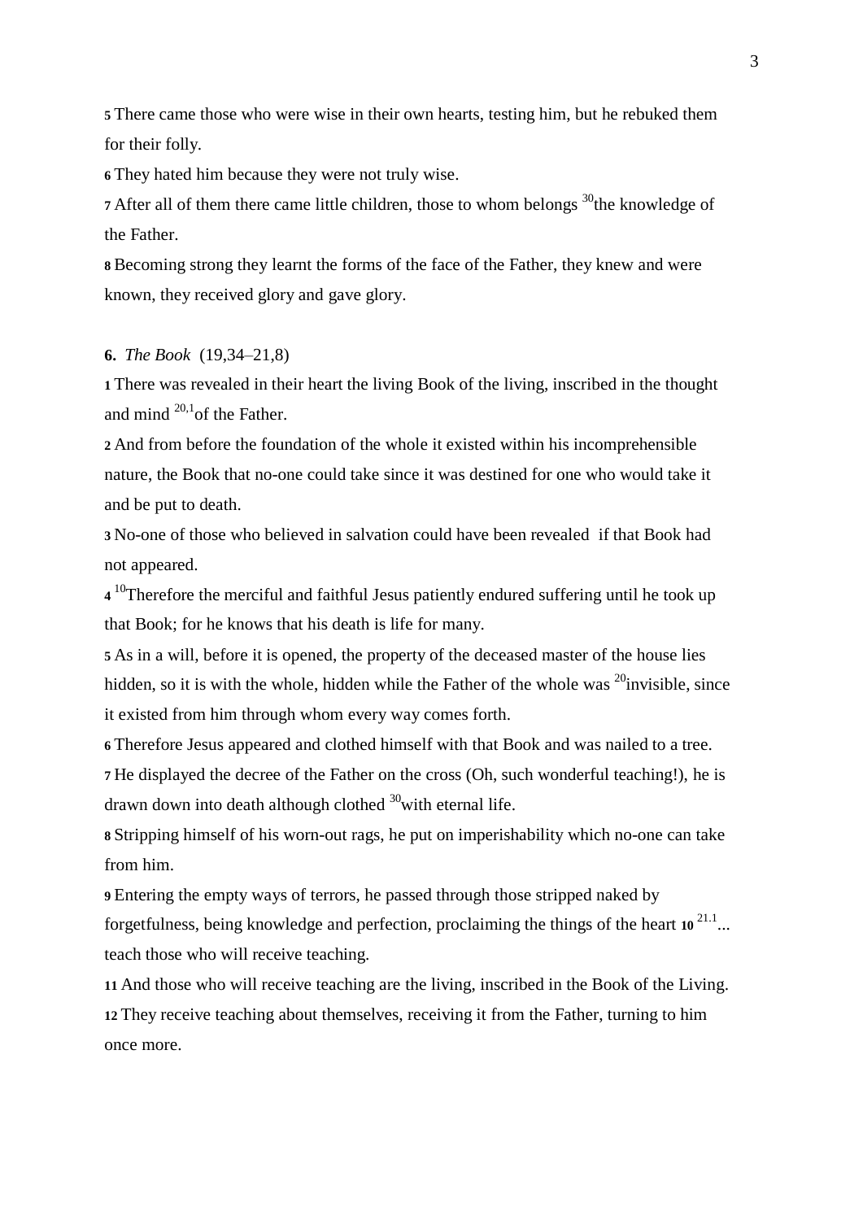**5** There came those who were wise in their own hearts, testing him, but he rebuked them for their folly.

**6** They hated him because they were not truly wise.

**7** After all of them there came little children, those to whom belongs [30]the knowledge of the Father.

**8** Becoming strong they learnt the forms of the face of the Father, they knew and were known, they received glory and gave glory.

**6.** *The Book* (19,34–21,8)

**1** There was revealed in their heart the living Book of the living, inscribed in the thought and mind [20,1]of the Father.

**2** And from before the foundation of the whole it existed within his incomprehensible nature, the Book that no-one could take since it was destined for one who would take it and be put to death.

**3** No-one of those who believed in salvation could have been revealed if that Book had not appeared.

**4** [10]Therefore the merciful and faithful Jesus patiently endured suffering until he took up that Book; for he knows that his death is life for many.

**5** As in a will, before it is opened, the property of the deceased master of the house lies hidden, so it is with the whole, hidden while the Father of the whole was [20]invisible, since it existed from him through whom every way comes forth.

**6** Therefore Jesus appeared and clothed himself with that Book and was nailed to a tree.

**7** He displayed the decree of the Father on the cross (Oh, such wonderful teaching!), he is drawn down into death although clothed [30]with eternal life.

**8** Stripping himself of his worn-out rags, he put on imperishability which no-one can take from him.

**9** Entering the empty ways of terrors, he passed through those stripped naked by forgetfulness, being knowledge and perfection, proclaiming the things of the heart **10** [21.1]... teach those who will receive teaching.

**11** And those who will receive teaching are the living, inscribed in the Book of the Living.

**12** They receive teaching about themselves, receiving it from the Father, turning to him once more.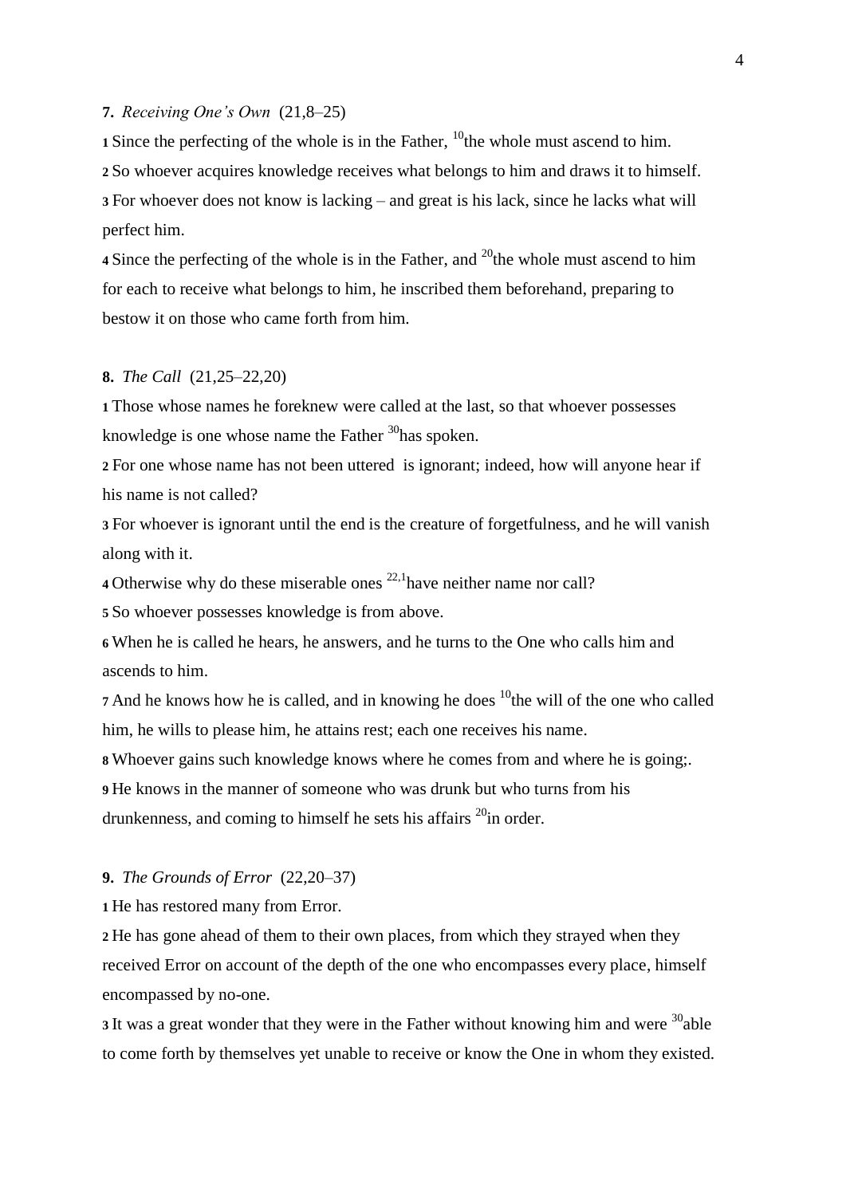**7.** *Receiving One's Own* (21,8–25)

**1** Since the perfecting of the whole is in the Father, [10]the whole must ascend to him.

**2** So whoever acquires knowledge receives what belongs to him and draws it to himself.

**3** For whoever does not know is lacking – and great is his lack, since he lacks what will perfect him.

**4** Since the perfecting of the whole is in the Father, and [20]the whole must ascend to him for each to receive what belongs to him, he inscribed them beforehand, preparing to bestow it on those who came forth from him.

**8.** *The Call* (21,25–22,20)

**1** Those whose names he foreknew were called at the last, so that whoever possesses knowledge is one whose name the Father [30]has spoken.

**2** For one whose name has not been uttered is ignorant; indeed, how will anyone hear if his name is not called?

**3** For whoever is ignorant until the end is the creature of forgetfulness, and he will vanish along with it.

**4** Otherwise why do these miserable ones [22,1]have neither name nor call?

**5** So whoever possesses knowledge is from above.

**6** When he is called he hears, he answers, and he turns to the One who calls him and ascends to him.

**7** And he knows how he is called, and in knowing he does [10]the will of the one who called him, he wills to please him, he attains rest; each one receives his name.

**8** Whoever gains such knowledge knows where he comes from and where he is going;.

**9** He knows in the manner of someone who was drunk but who turns from his drunkenness, and coming to himself he sets his affairs [20]in order.

**9.** *The Grounds of Error* (22,20–37)

**1** He has restored many from Error.

**2** He has gone ahead of them to their own places, from which they strayed when they received Error on account of the depth of the one who encompasses every place, himself encompassed by no-one.

**3** It was a great wonder that they were in the Father without knowing him and were [30]able to come forth by themselves yet unable to receive or know the One in whom they existed.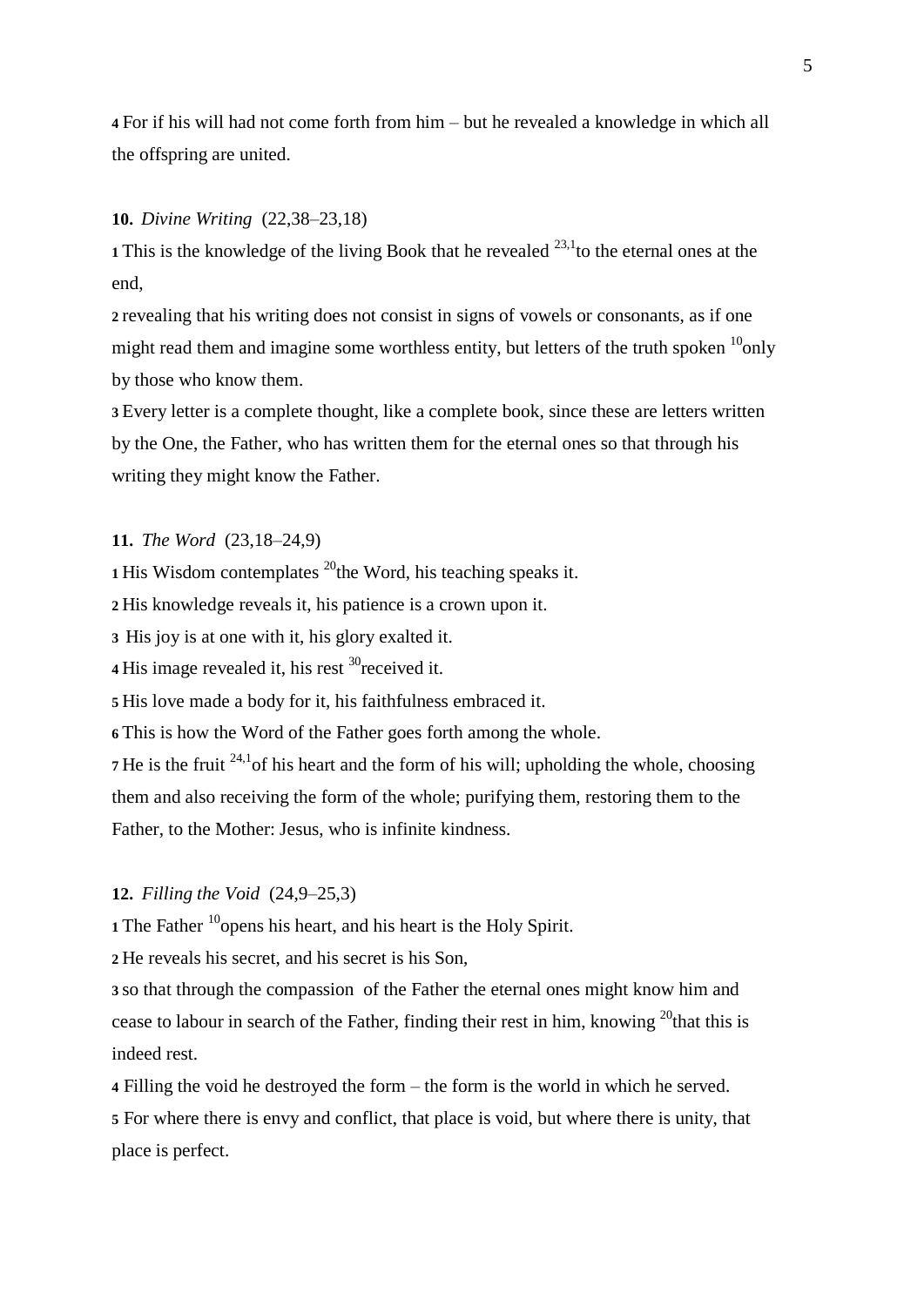**4** For if his will had not come forth from him – but he revealed a knowledge in which all the offspring are united.

**10.** *Divine Writing* (22,38–23,18)

**1** This is the knowledge of the living Book that he revealed [23,1]to the eternal ones at the end,

**2** revealing that his writing does not consist in signs of vowels or consonants, as if one might read them and imagine some worthless entity, but letters of the truth spoken [10]only by those who know them.

**3** Every letter is a complete thought, like a complete book, since these are letters written by the One, the Father, who has written them for the eternal ones so that through his writing they might know the Father.

**11.** *The Word* (23,18–24,9)

**1** His Wisdom contemplates [20]the Word, his teaching speaks it.

**2** His knowledge reveals it, his patience is a crown upon it.

**3** His joy is at one with it, his glory exalted it.

**4** His image revealed it, his rest [30]received it.

**5** His love made a body for it, his faithfulness embraced it.

**6** This is how the Word of the Father goes forth among the whole.

**7** He is the fruit [24,1]of his heart and the form of his will; upholding the whole, choosing them and also receiving the form of the whole; purifying them, restoring them to the Father, to the Mother: Jesus, who is infinite kindness.

**12.** *Filling the Void* (24,9–25,3)

**1** The Father [10]opens his heart, and his heart is the Holy Spirit.

**2** He reveals his secret, and his secret is his Son,

**3** so that through the compassion of the Father the eternal ones might know him and cease to labour in search of the Father, finding their rest in him, knowing [20]that this is indeed rest.

**4** Filling the void he destroyed the form – the form is the world in which he served.

**5** For where there is envy and conflict, that place is void, but where there is unity, that place is perfect.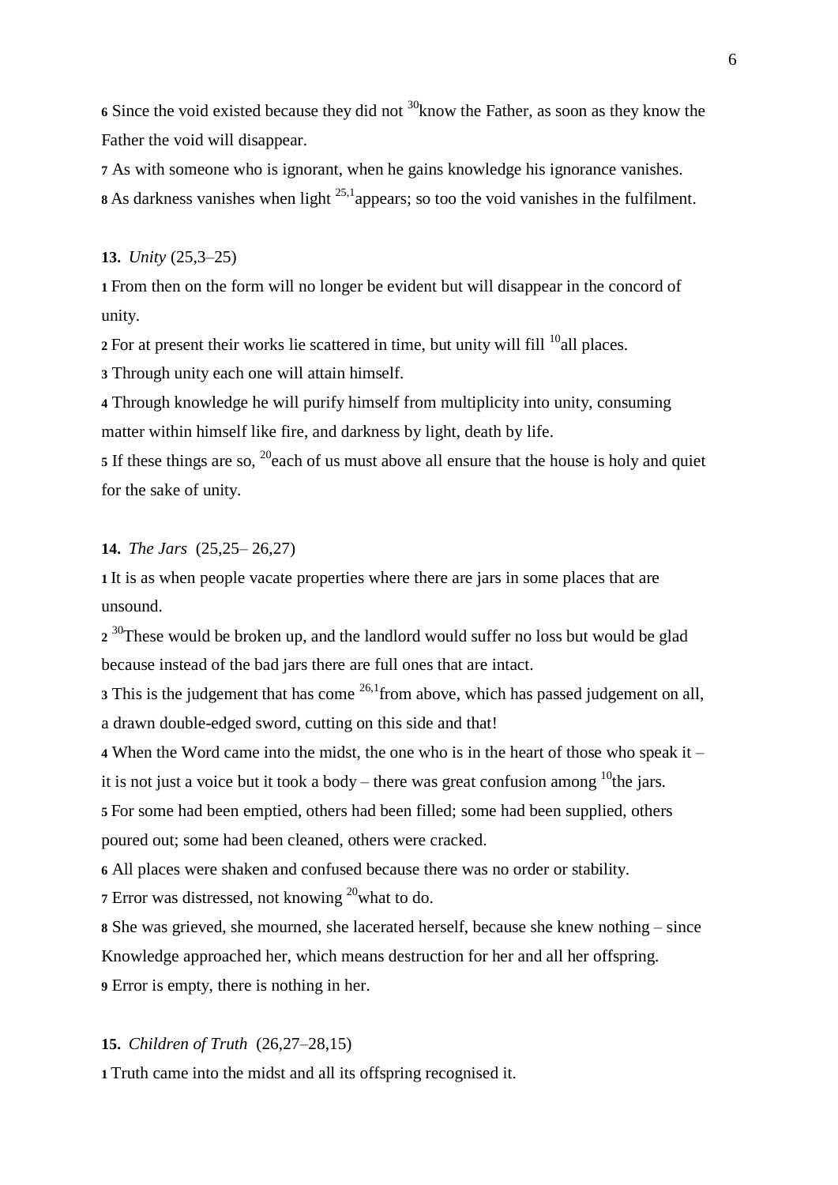**6** Since the void existed because they did not [30]know the Father, as soon as they know the Father the void will disappear.

**7** As with someone who is ignorant, when he gains knowledge his ignorance vanishes.

**8** As darkness vanishes when light [25,1]appears; so too the void vanishes in the fulfilment.

**13.** *Unity* (25,3–25)

**1** From then on the form will no longer be evident but will disappear in the concord of unity.

**2** For at present their works lie scattered in time, but unity will fill [10]all places.

**3** Through unity each one will attain himself.

**4** Through knowledge he will purify himself from multiplicity into unity, consuming matter within himself like fire, and darkness by light, death by life.

**5** If these things are so, [20]each of us must above all ensure that the house is holy and quiet for the sake of unity.

**14.** *The Jars* (25,25– 26,27)

**1** It is as when people vacate properties where there are jars in some places that are unsound.

**2** [30]These would be broken up, and the landlord would suffer no loss but would be glad because instead of the bad jars there are full ones that are intact.

**3** This is the judgement that has come [26,1]from above, which has passed judgement on all, a drawn double-edged sword, cutting on this side and that!

**4** When the Word came into the midst, the one who is in the heart of those who speak it – it is not just a voice but it took a body – there was great confusion among [10]the jars.

**5** For some had been emptied, others had been filled; some had been supplied, others poured out; some had been cleaned, others were cracked.

**6** All places were shaken and confused because there was no order or stability.

**7** Error was distressed, not knowing [20]what to do.

**8** She was grieved, she mourned, she lacerated herself, because she knew nothing – since Knowledge approached her, which means destruction for her and all her offspring.

**9** Error is empty, there is nothing in her.

**15.** *Children of Truth* (26,27–28,15)

**1** Truth came into the midst and all its offspring recognised it.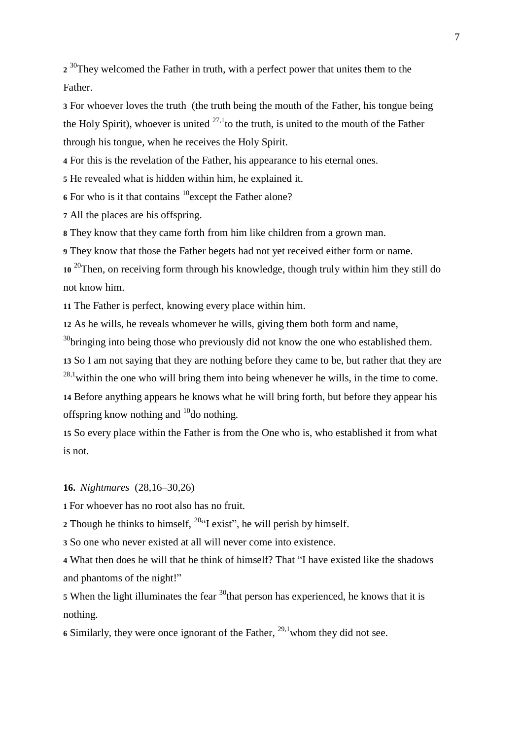**2** [30]They welcomed the Father in truth, with a perfect power that unites them to the Father.

**3** For whoever loves the truth (the truth being the mouth of the Father, his tongue being the Holy Spirit), whoever is united [27,1]to the truth, is united to the mouth of the Father through his tongue, when he receives the Holy Spirit.

**4** For this is the revelation of the Father, his appearance to his eternal ones.

**5** He revealed what is hidden within him, he explained it.

**6** For who is it that contains [10]except the Father alone?

**7** All the places are his offspring.

**8** They know that they came forth from him like children from a grown man.

**9** They know that those the Father begets had not yet received either form or name.

**10** [20]Then, on receiving form through his knowledge, though truly within him they still do not know him.

**11** The Father is perfect, knowing every place within him.

**12** As he wills, he reveals whomever he wills, giving them both form and name, [30]bringing into being those who previously did not know the one who established them.

**13** So I am not saying that they are nothing before they came to be, but rather that they are [28,1]within the one who will bring them into being whenever he wills, in the time to come.

**14** Before anything appears he knows what he will bring forth, but before they appear his offspring know nothing and [10]do nothing.

**15** So every place within the Father is from the One who is, who established it from what is not.

**16.** *Nightmares* (28,16–30,26)

**1** For whoever has no root also has no fruit.

**2** Though he thinks to himself, [20]"I exist", he will perish by himself.

**3** So one who never existed at all will never come into existence.

**4** What then does he will that he think of himself? That "I have existed like the shadows and phantoms of the night!"

**5** When the light illuminates the fear [30]that person has experienced, he knows that it is nothing.

**6** Similarly, they were once ignorant of the Father, [29,1]whom they did not see.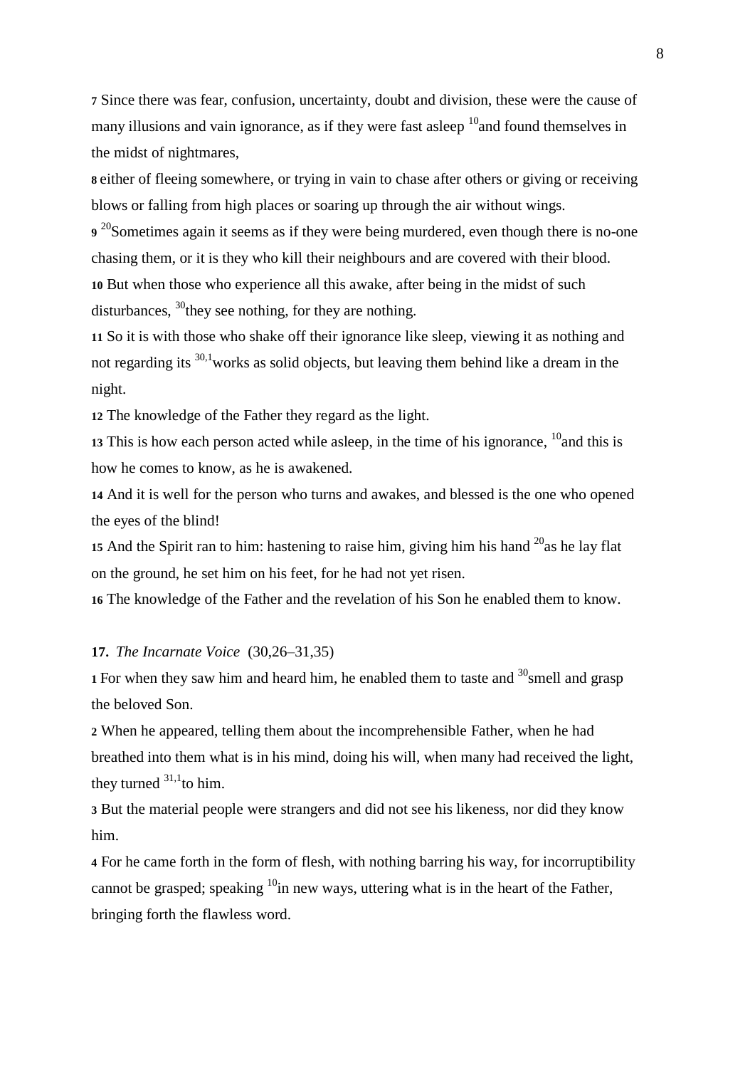**7** Since there was fear, confusion, uncertainty, doubt and division, these were the cause of many illusions and vain ignorance, as if they were fast asleep [10]and found themselves in the midst of nightmares,

**8** either of fleeing somewhere, or trying in vain to chase after others or giving or receiving blows or falling from high places or soaring up through the air without wings.

**9** [20]Sometimes again it seems as if they were being murdered, even though there is no-one chasing them, or it is they who kill their neighbours and are covered with their blood.

**10** But when those who experience all this awake, after being in the midst of such disturbances, [30]they see nothing, for they are nothing.

**11** So it is with those who shake off their ignorance like sleep, viewing it as nothing and not regarding its [30,1]works as solid objects, but leaving them behind like a dream in the night.

**12** The knowledge of the Father they regard as the light.

**13** This is how each person acted while asleep, in the time of his ignorance, [10]and this is how he comes to know, as he is awakened.

**14** And it is well for the person who turns and awakes, and blessed is the one who opened the eyes of the blind!

**15** And the Spirit ran to him: hastening to raise him, giving him his hand [20]as he lay flat on the ground, he set him on his feet, for he had not yet risen.

**16** The knowledge of the Father and the revelation of his Son he enabled them to know.

**17.** *The Incarnate Voice* (30,26–31,35)

**1** For when they saw him and heard him, he enabled them to taste and [30]smell and grasp the beloved Son.

**2** When he appeared, telling them about the incomprehensible Father, when he had breathed into them what is in his mind, doing his will, when many had received the light, they turned [31,1]to him.

**3** But the material people were strangers and did not see his likeness, nor did they know him.

**4** For he came forth in the form of flesh, with nothing barring his way, for incorruptibility cannot be grasped; speaking [10]in new ways, uttering what is in the heart of the Father, bringing forth the flawless word.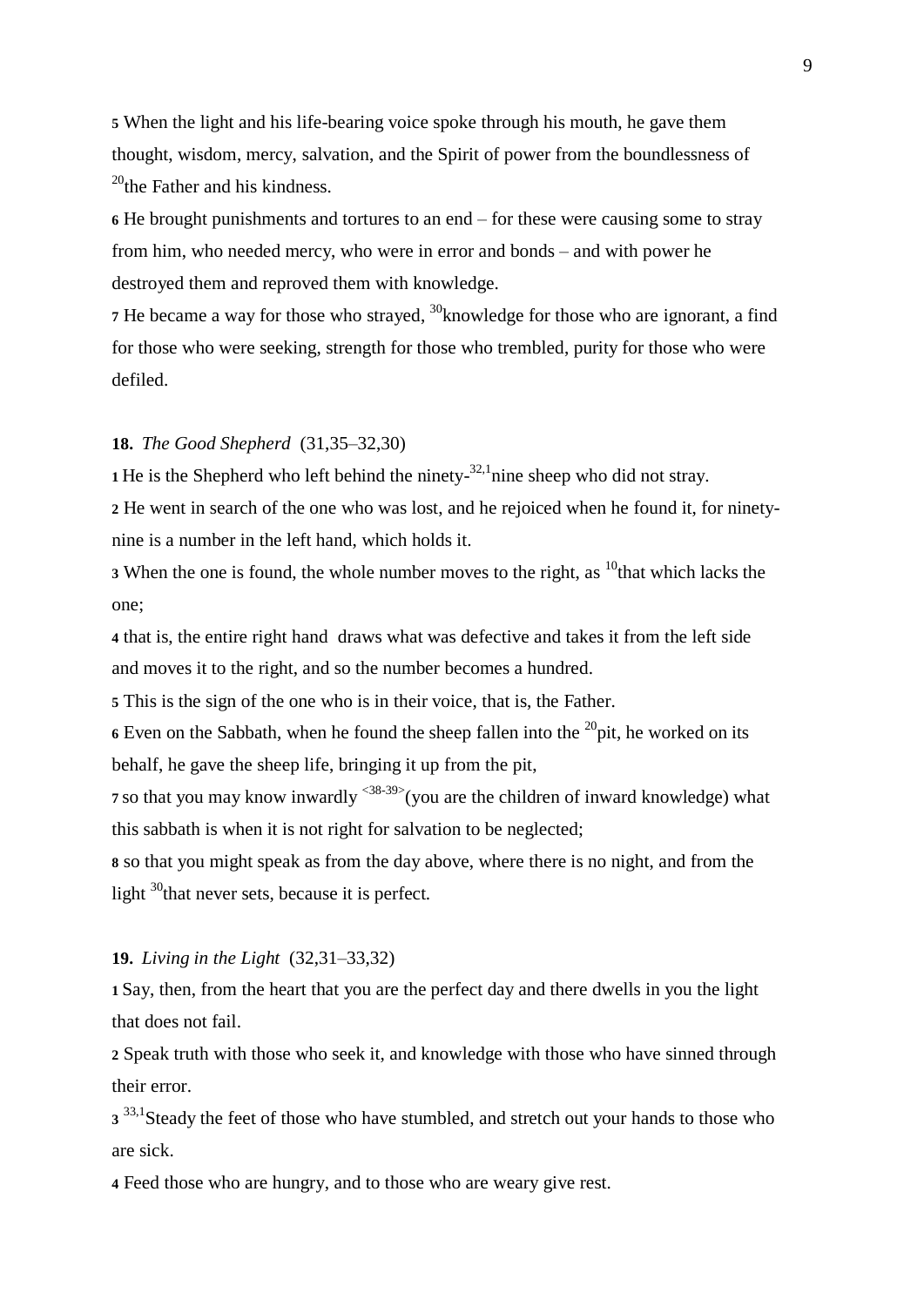**5** When the light and his life-bearing voice spoke through his mouth, he gave them thought, wisdom, mercy, salvation, and the Spirit of power from the boundlessness of [20]the Father and his kindness.

**6** He brought punishments and tortures to an end – for these were causing some to stray from him, who needed mercy, who were in error and bonds – and with power he destroyed them and reproved them with knowledge.

**7** He became a way for those who strayed, [30]knowledge for those who are ignorant, a find for those who were seeking, strength for those who trembled, purity for those who were defiled.

**18.** *The Good Shepherd* (31,35–32,30)

**1** He is the Shepherd who left behind the ninety-[32,1]nine sheep who did not stray.

**2** He went in search of the one who was lost, and he rejoiced when he found it, for ninety-nine is a number in the left hand, which holds it.

**3** When the one is found, the whole number moves to the right, as [10]that which lacks the one;

**4** that is, the entire right hand draws what was defective and takes it from the left side and moves it to the right, and so the number becomes a hundred.

**5** This is the sign of the one who is in their voice, that is, the Father.

**6** Even on the Sabbath, when he found the sheep fallen into the [20]pit, he worked on its behalf, he gave the sheep life, bringing it up from the pit,

**7** so that you may know inwardly <38-39>(you are the children of inward knowledge) what this sabbath is when it is not right for salvation to be neglected;

**8** so that you might speak as from the day above, where there is no night, and from the light [30]that never sets, because it is perfect.

**19.** *Living in the Light* (32,31–33,32)

**1** Say, then, from the heart that you are the perfect day and there dwells in you the light that does not fail.

**2** Speak truth with those who seek it, and knowledge with those who have sinned through their error.

**3** [33,1]Steady the feet of those who have stumbled, and stretch out your hands to those who are sick.

**4** Feed those who are hungry, and to those who are weary give rest.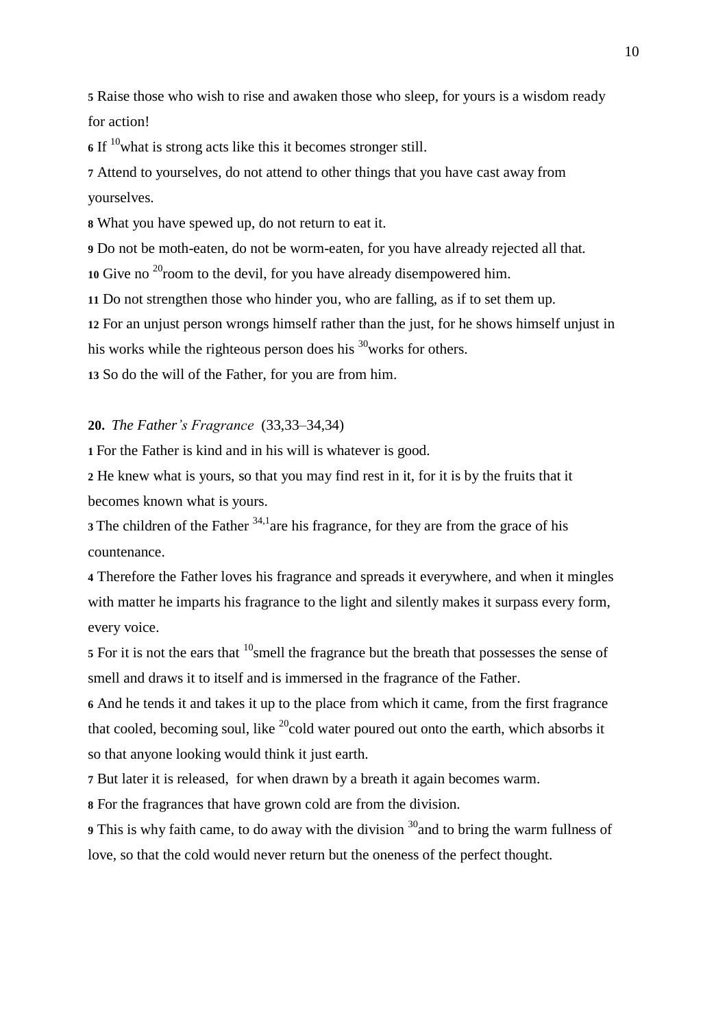**5** Raise those who wish to rise and awaken those who sleep, for yours is a wisdom ready for action!

**6** If [10]what is strong acts like this it becomes stronger still.

**7** Attend to yourselves, do not attend to other things that you have cast away from yourselves.

**8** What you have spewed up, do not return to eat it.

**9** Do not be moth-eaten, do not be worm-eaten, for you have already rejected all that.

**10** Give no [20]room to the devil, for you have already disempowered him.

**11** Do not strengthen those who hinder you, who are falling, as if to set them up.

**12** For an unjust person wrongs himself rather than the just, for he shows himself unjust in his works while the righteous person does his [30]works for others.

**13** So do the will of the Father, for you are from him.

**20.** *The Father's Fragrance* (33,33–34,34)

**1** For the Father is kind and in his will is whatever is good.

**2** He knew what is yours, so that you may find rest in it, for it is by the fruits that it becomes known what is yours.

**3** The children of the Father [34,1]are his fragrance, for they are from the grace of his countenance.

**4** Therefore the Father loves his fragrance and spreads it everywhere, and when it mingles with matter he imparts his fragrance to the light and silently makes it surpass every form, every voice.

**5** For it is not the ears that [10]smell the fragrance but the breath that possesses the sense of smell and draws it to itself and is immersed in the fragrance of the Father.

**6** And he tends it and takes it up to the place from which it came, from the first fragrance that cooled, becoming soul, like [20]cold water poured out onto the earth, which absorbs it so that anyone looking would think it just earth.

**7** But later it is released, for when drawn by a breath it again becomes warm.

**8** For the fragrances that have grown cold are from the division.

**9** This is why faith came, to do away with the division [30]and to bring the warm fullness of love, so that the cold would never return but the oneness of the perfect thought.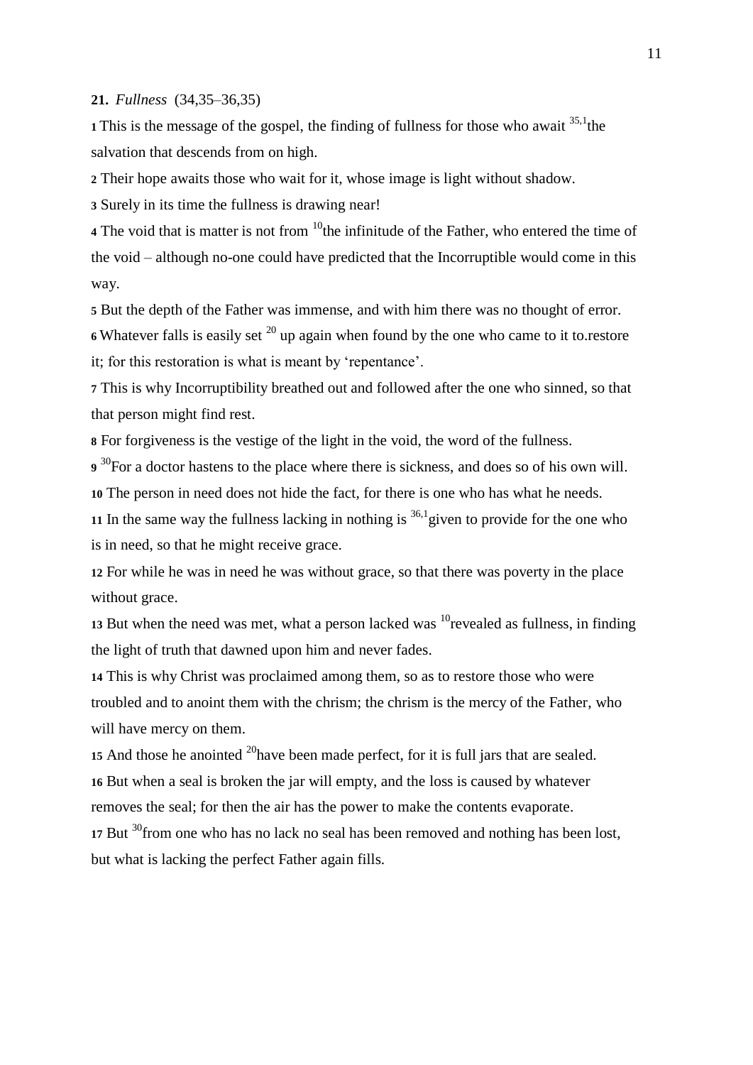**21.** *Fullness* (34,35–36,35)

**1** This is the message of the gospel, the finding of fullness for those who await [35,1]the salvation that descends from on high.

**2** Their hope awaits those who wait for it, whose image is light without shadow.

**3** Surely in its time the fullness is drawing near!

**4** The void that is matter is not from [10]the infinitude of the Father, who entered the time of the void – although no-one could have predicted that the Incorruptible would come in this way.

**5** But the depth of the Father was immense, and with him there was no thought of error.

**6** Whatever falls is easily set [20] up again when found by the one who came to it to.restore it; for this restoration is what is meant by 'repentance'.

**7** This is why Incorruptibility breathed out and followed after the one who sinned, so that that person might find rest.

**8** For forgiveness is the vestige of the light in the void, the word of the fullness.

**9** [30]For a doctor hastens to the place where there is sickness, and does so of his own will.

**10** The person in need does not hide the fact, for there is one who has what he needs.

**11** In the same way the fullness lacking in nothing is [36,1]given to provide for the one who is in need, so that he might receive grace.

**12** For while he was in need he was without grace, so that there was poverty in the place without grace.

**13** But when the need was met, what a person lacked was [10]revealed as fullness, in finding the light of truth that dawned upon him and never fades.

**14** This is why Christ was proclaimed among them, so as to restore those who were troubled and to anoint them with the chrism; the chrism is the mercy of the Father, who will have mercy on them.

**15** And those he anointed [20]have been made perfect, for it is full jars that are sealed.

**16** But when a seal is broken the jar will empty, and the loss is caused by whatever removes the seal; for then the air has the power to make the contents evaporate.

**17** But [30]from one who has no lack no seal has been removed and nothing has been lost, but what is lacking the perfect Father again fills.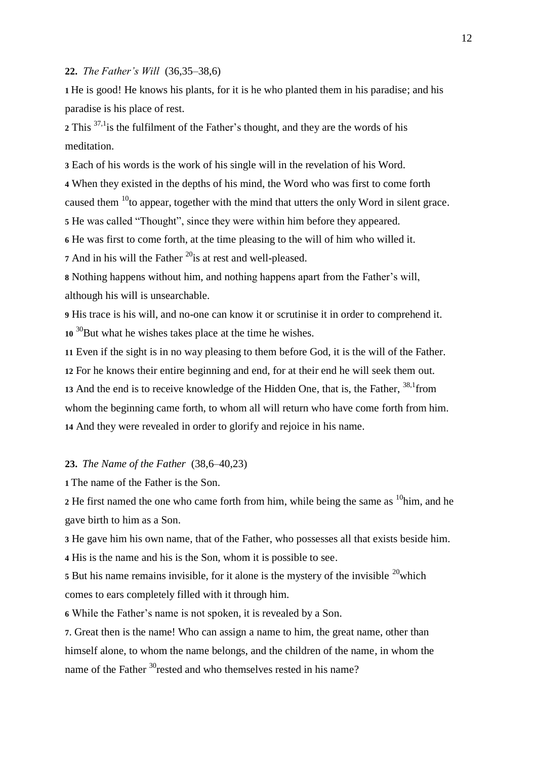**22.** *The Father's Will* (36,35–38,6)

**1** He is good! He knows his plants, for it is he who planted them in his paradise; and his paradise is his place of rest.

**2** This [37,1]is the fulfilment of the Father's thought, and they are the words of his meditation.

**3** Each of his words is the work of his single will in the revelation of his Word.

**4** When they existed in the depths of his mind, the Word who was first to come forth caused them [10]to appear, together with the mind that utters the only Word in silent grace.

**5** He was called "Thought", since they were within him before they appeared.

**6** He was first to come forth, at the time pleasing to the will of him who willed it.

**7** And in his will the Father [20]is at rest and well-pleased.

**8** Nothing happens without him, and nothing happens apart from the Father's will, although his will is unsearchable.

**9** His trace is his will, and no-one can know it or scrutinise it in order to comprehend it.

**10** [30]But what he wishes takes place at the time he wishes.

**11** Even if the sight is in no way pleasing to them before God, it is the will of the Father.

**12** For he knows their entire beginning and end, for at their end he will seek them out.

**13** And the end is to receive knowledge of the Hidden One, that is, the Father, [38,1]from whom the beginning came forth, to whom all will return who have come forth from him.

**14** And they were revealed in order to glorify and rejoice in his name.

**23.** *The Name of the Father* (38,6–40,23)

**1** The name of the Father is the Son.

**2** He first named the one who came forth from him, while being the same as [10]him, and he gave birth to him as a Son.

**3** He gave him his own name, that of the Father, who possesses all that exists beside him.

**4** His is the name and his is the Son, whom it is possible to see.

**5** But his name remains invisible, for it alone is the mystery of the invisible [20]which comes to ears completely filled with it through him.

**6** While the Father's name is not spoken, it is revealed by a Son.

**7**. Great then is the name! Who can assign a name to him, the great name, other than himself alone, to whom the name belongs, and the children of the name, in whom the name of the Father [30]rested and who themselves rested in his name?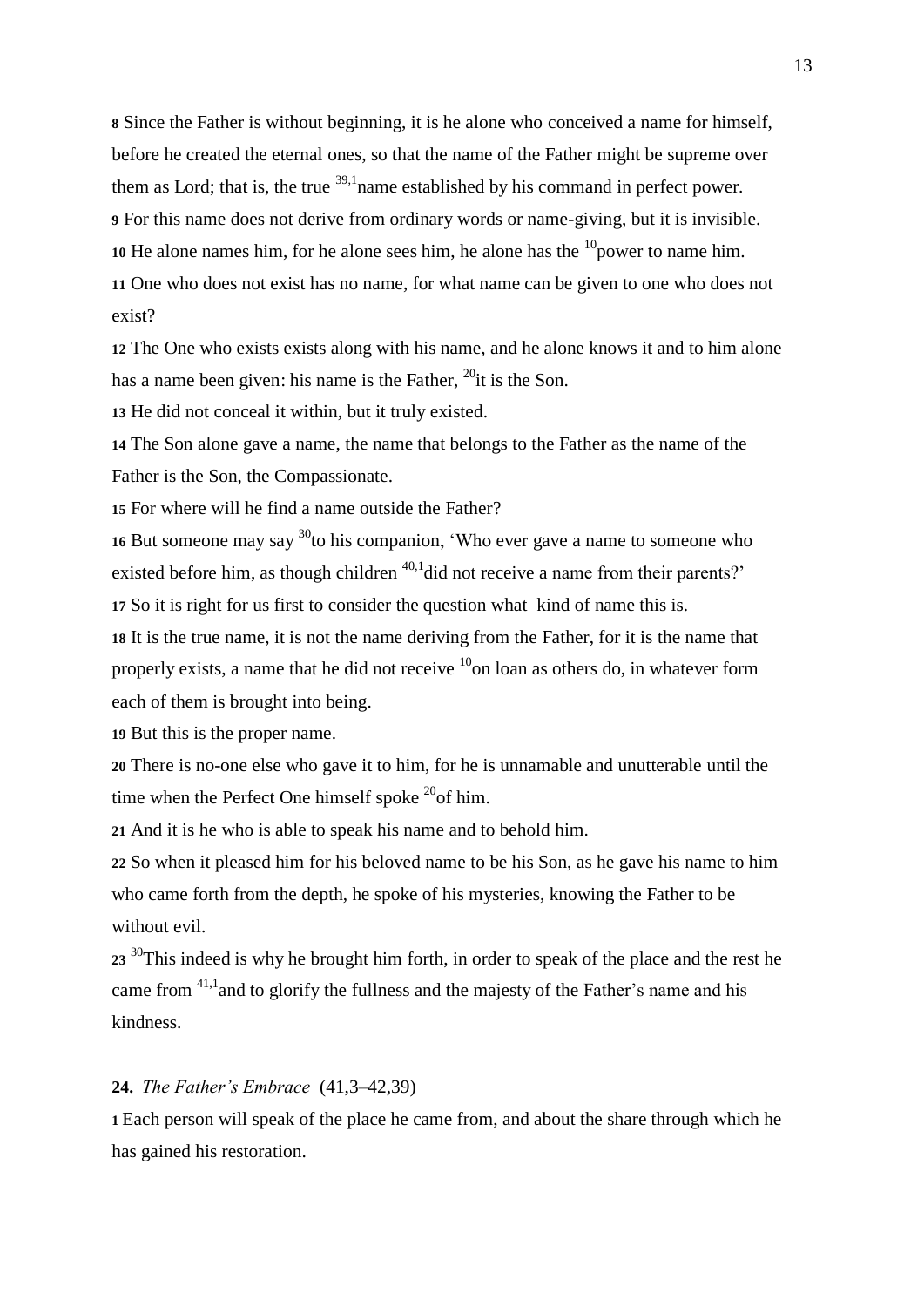**8** Since the Father is without beginning, it is he alone who conceived a name for himself, before he created the eternal ones, so that the name of the Father might be supreme over them as Lord; that is, the true [39,1]name established by his command in perfect power.

**9** For this name does not derive from ordinary words or name-giving, but it is invisible.

**10** He alone names him, for he alone sees him, he alone has the [10]power to name him.

**11** One who does not exist has no name, for what name can be given to one who does not exist?

**12** The One who exists exists along with his name, and he alone knows it and to him alone has a name been given: his name is the Father, [20]it is the Son.

**13** He did not conceal it within, but it truly existed.

**14** The Son alone gave a name, the name that belongs to the Father as the name of the Father is the Son, the Compassionate.

**15** For where will he find a name outside the Father?

**16** But someone may say [30]to his companion, 'Who ever gave a name to someone who existed before him, as though children [40,1]did not receive a name from their parents?'

**17** So it is right for us first to consider the question what kind of name this is.

**18** It is the true name, it is not the name deriving from the Father, for it is the name that properly exists, a name that he did not receive [10]on loan as others do, in whatever form each of them is brought into being.

**19** But this is the proper name.

**20** There is no-one else who gave it to him, for he is unnamable and unutterable until the time when the Perfect One himself spoke [20]of him.

**21** And it is he who is able to speak his name and to behold him.

**22** So when it pleased him for his beloved name to be his Son, as he gave his name to him who came forth from the depth, he spoke of his mysteries, knowing the Father to be without evil.

**23** [30]This indeed is why he brought him forth, in order to speak of the place and the rest he came from [41,1]and to glorify the fullness and the majesty of the Father's name and his kindness.

**24.** *The Father's Embrace* (41,3–42,39)

**1** Each person will speak of the place he came from, and about the share through which he has gained his restoration.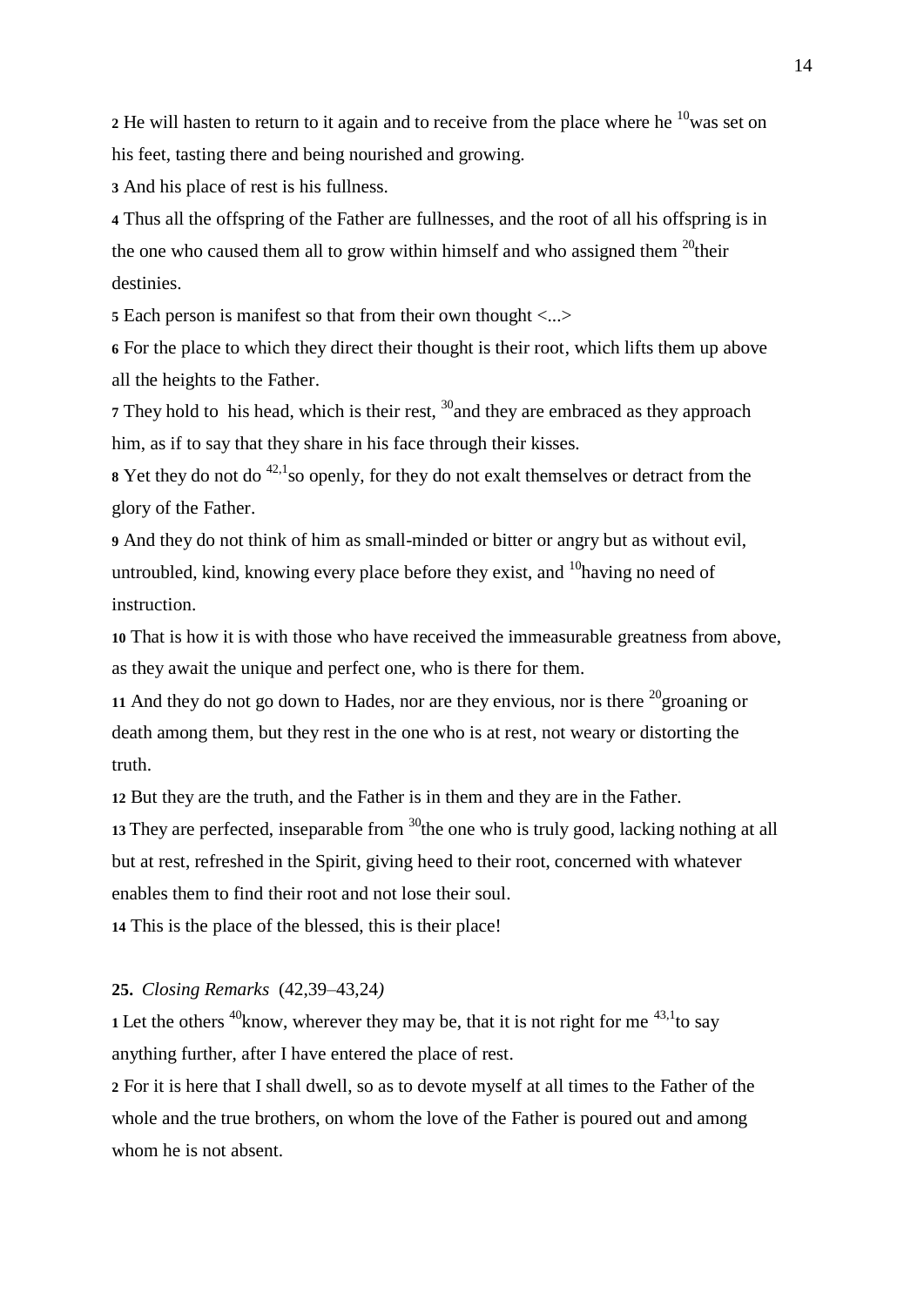**2** He will hasten to return to it again and to receive from the place where he [10]was set on his feet, tasting there and being nourished and growing.

**3** And his place of rest is his fullness.

**4** Thus all the offspring of the Father are fullnesses, and the root of all his offspring is in the one who caused them all to grow within himself and who assigned them [20]their destinies.

**5** Each person is manifest so that from their own thought <...>

**6** For the place to which they direct their thought is their root, which lifts them up above all the heights to the Father.

**7** They hold to his head, which is their rest, [30]and they are embraced as they approach him, as if to say that they share in his face through their kisses.

**8** Yet they do not do [42,1]so openly, for they do not exalt themselves or detract from the glory of the Father.

**9** And they do not think of him as small-minded or bitter or angry but as without evil, untroubled, kind, knowing every place before they exist, and [10]having no need of instruction.

**10** That is how it is with those who have received the immeasurable greatness from above, as they await the unique and perfect one, who is there for them.

**11** And they do not go down to Hades, nor are they envious, nor is there [20]groaning or death among them, but they rest in the one who is at rest, not weary or distorting the truth.

**12** But they are the truth, and the Father is in them and they are in the Father.

**13** They are perfected, inseparable from [30]the one who is truly good, lacking nothing at all but at rest, refreshed in the Spirit, giving heed to their root, concerned with whatever enables them to find their root and not lose their soul.

**14** This is the place of the blessed, this is their place!

**25.** *Closing Remarks* (42,39–43,24)

**1** Let the others [40]know, wherever they may be, that it is not right for me [43,1]to say anything further, after I have entered the place of rest.

**2** For it is here that I shall dwell, so as to devote myself at all times to the Father of the whole and the true brothers, on whom the love of the Father is poured out and among whom he is not absent.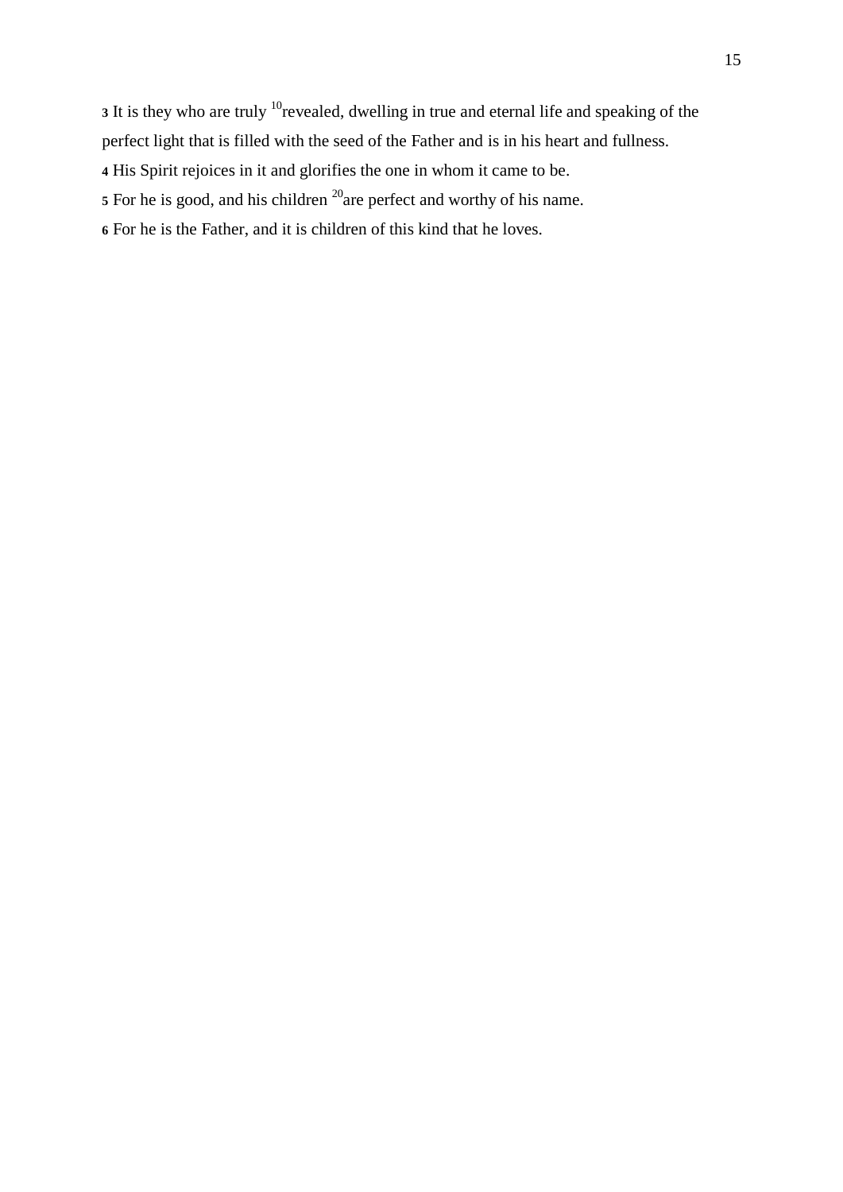**3** It is they who are truly [10]revealed, dwelling in true and eternal life and speaking of the perfect light that is filled with the seed of the Father and is in his heart and fullness.

**4** His Spirit rejoices in it and glorifies the one in whom it came to be.

**5** For he is good, and his children [20]are perfect and worthy of his name.

**6** For he is the Father, and it is children of this kind that he loves.